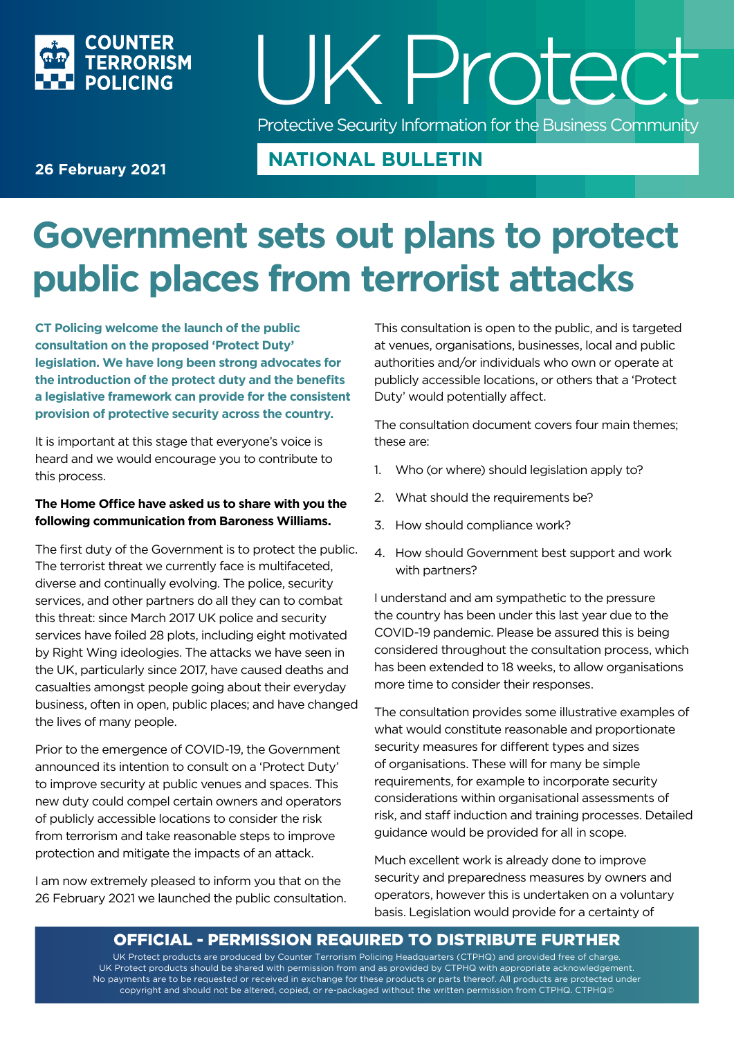COUNTER TERRORISM POLICING

# UK Protect

Protective Security Information for the Business Community

**26 February 2021**

## NATIONAL BULLETIN

# Government sets out plans to protect public places from terrorist attacks

**CT Policing welcome the launch of the public consultation on the proposed 'Protect Duty' legislation. We have long been strong advocates for the introduction of the protect duty and the benefits a legislative framework can provide for the consistent provision of protective security across the country.**

It is important at this stage that everyone's voice is heard and we would encourage you to contribute to this process.

**The Home Office have asked us to share with you the following communication from Baroness Williams.**

The first duty of the Government is to protect the public. The terrorist threat we currently face is multifaceted, diverse and continually evolving. The police, security services, and other partners do all they can to combat this threat: since March 2017 UK police and security services have foiled 28 plots, including eight motivated by Right Wing ideologies. The attacks we have seen in the UK, particularly since 2017, have caused deaths and casualties amongst people going about their everyday business, often in open, public places; and have changed the lives of many people.

Prior to the emergence of COVID-19, the Government announced its intention to consult on a 'Protect Duty' to improve security at public venues and spaces. This new duty could compel certain owners and operators of publicly accessible locations to consider the risk from terrorism and take reasonable steps to improve protection and mitigate the impacts of an attack.

I am now extremely pleased to inform you that on the 26 February 2021 we launched the public consultation.

This consultation is open to the public, and is targeted at venues, organisations, businesses, local and public authorities and/or individuals who own or operate at publicly accessible locations, or others that a 'Protect Duty' would potentially affect.

The consultation document covers four main themes; these are:

1. Who (or where) should legislation apply to?
2. What should the requirements be?
3. How should compliance work?
4. How should Government best support and work with partners?

I understand and am sympathetic to the pressure the country has been under this last year due to the COVID-19 pandemic. Please be assured this is being considered throughout the consultation process, which has been extended to 18 weeks, to allow organisations more time to consider their responses.

The consultation provides some illustrative examples of what would constitute reasonable and proportionate security measures for different types and sizes of organisations. These will for many be simple requirements, for example to incorporate security considerations within organisational assessments of risk, and staff induction and training processes. Detailed guidance would be provided for all in scope.

Much excellent work is already done to improve security and preparedness measures by owners and operators, however this is undertaken on a voluntary basis. Legislation would provide for a certainty of

**OFFICIAL - PERMISSION REQUIRED TO DISTRIBUTE FURTHER**

UK Protect products are produced by Counter Terrorism Policing Headquarters (CTPHQ) and provided free of charge. UK Protect products should be shared with permission from and as provided by CTPHQ with appropriate acknowledgement. No payments are to be requested or received in exchange for these products or parts thereof. All products are protected under copyright and should not be altered, copied, or re-packaged without the written permission from CTPHQ. CTPHQ©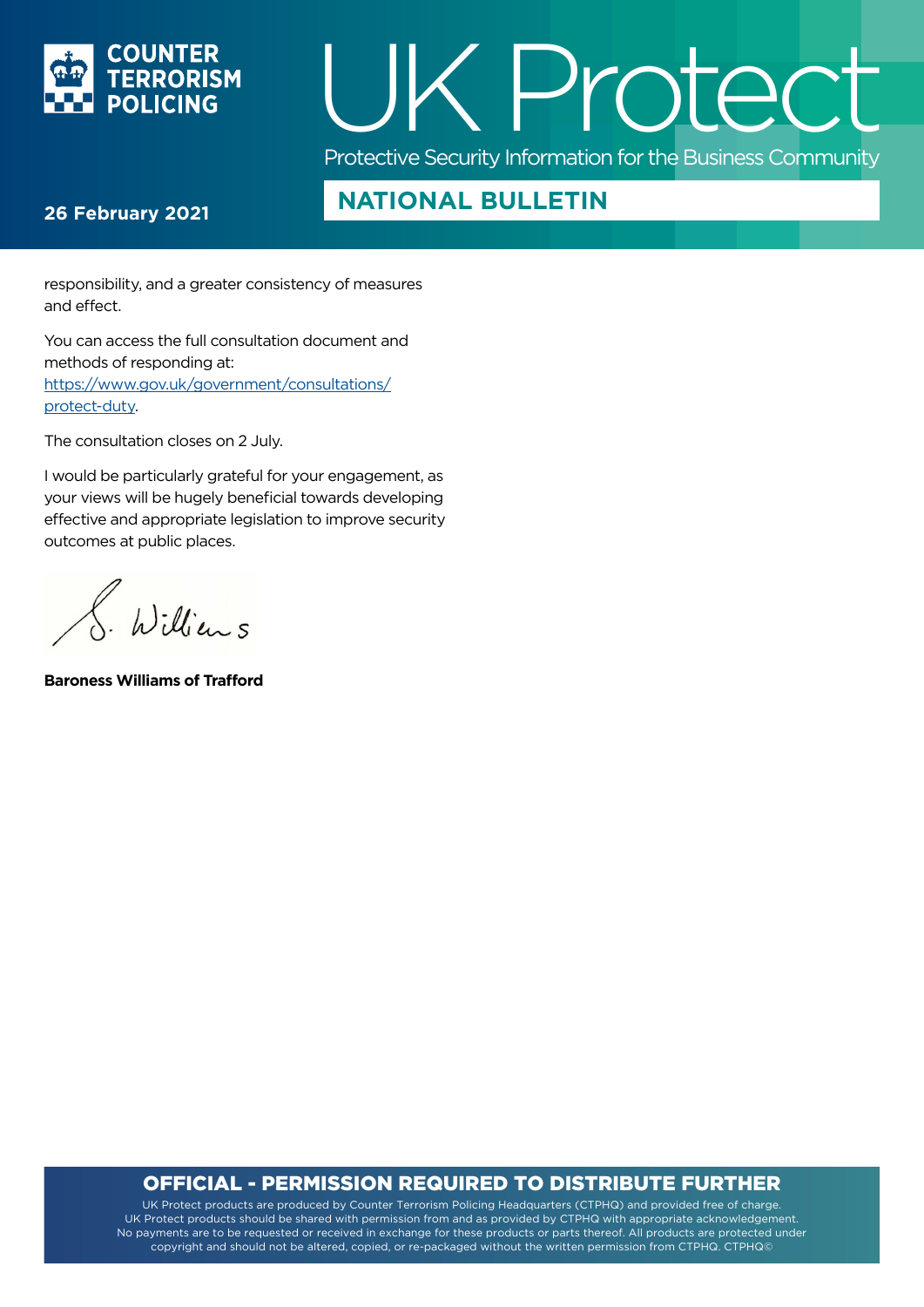responsibility, and a greater consistency of measures and effect.

You can access the full consultation document and methods of responding at: [https://www.gov.uk/government/consultations/protect-duty](https://www.gov.uk/government/consultations/protect-duty).

The consultation closes on 2 July.

I would be particularly grateful for your engagement, as your views will be hugely beneficial towards developing effective and appropriate legislation to improve security outcomes at public places.

S. Williams

**Baroness Williams of Trafford**

**OFFICIAL - PERMISSION REQUIRED TO DISTRIBUTE FURTHER**

UK Protect products are produced by Counter Terrorism Policing Headquarters (CTPHQ) and provided free of charge. UK Protect products should be shared with permission from and as provided by CTPHQ with appropriate acknowledgement. No payments are to be requested or received in exchange for these products or parts thereof. All products are protected under copyright and should not be altered, copied, or re-packaged without the written permission from CTPHQ. CTPHQ©